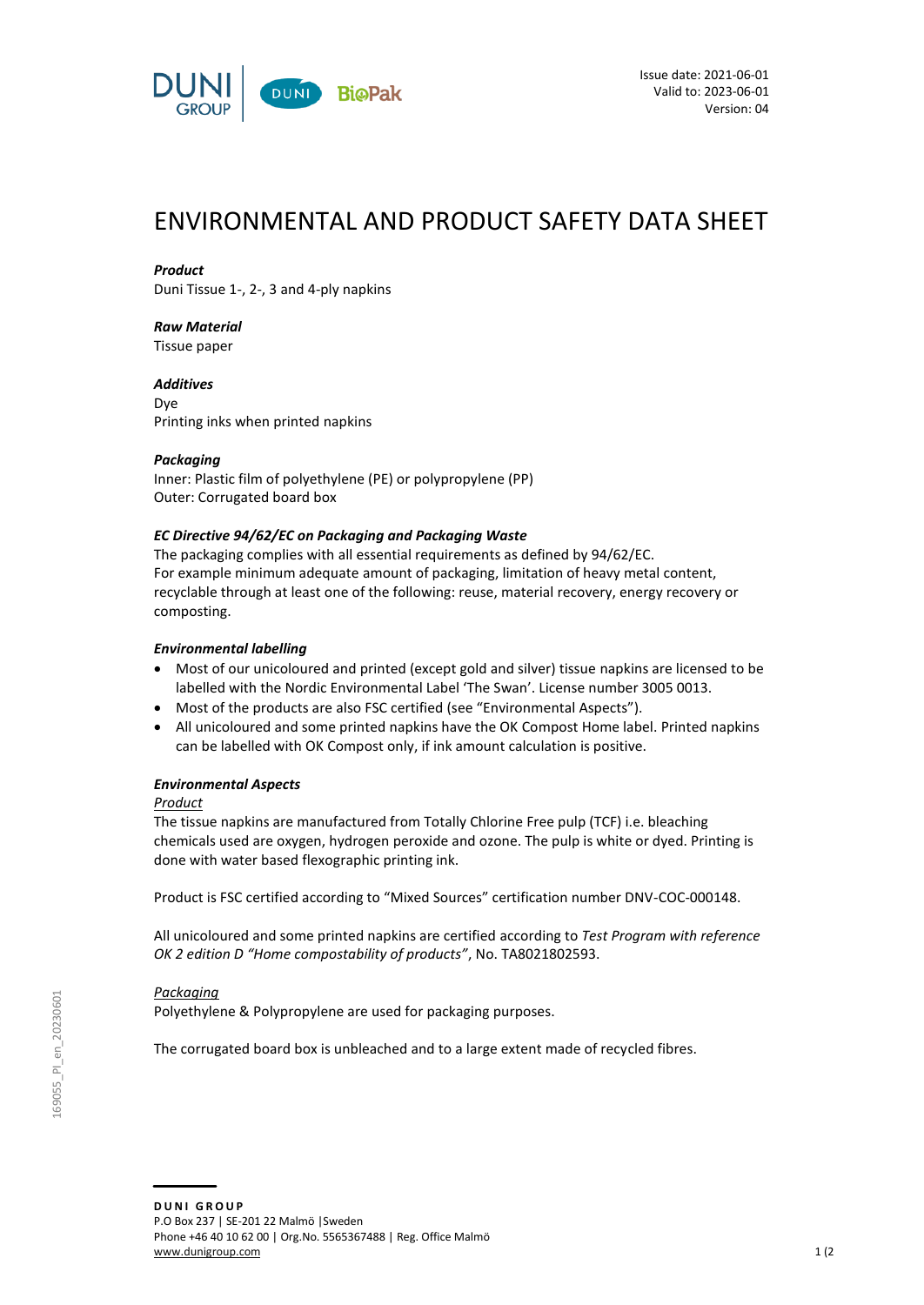Issue date: 2021-06-01
Valid to: 2023-06-01
Version: 04

# ENVIRONMENTAL AND PRODUCT SAFETY DATA SHEET

***Product***
Duni Tissue 1-, 2-, 3 and 4-ply napkins

***Raw Material***
Tissue paper

***Additives***
Dye
Printing inks when printed napkins

***Packaging***
Inner: Plastic film of polyethylene (PE) or polypropylene (PP)
Outer: Corrugated board box

***EC Directive 94/62/EC on Packaging and Packaging Waste***
The packaging complies with all essential requirements as defined by 94/62/EC.
For example minimum adequate amount of packaging, limitation of heavy metal content, recyclable through at least one of the following: reuse, material recovery, energy recovery or composting.

***Environmental labelling***

- Most of our unicoloured and printed (except gold and silver) tissue napkins are licensed to be labelled with the Nordic Environmental Label 'The Swan'. License number 3005 0013.
- Most of the products are also FSC certified (see "Environmental Aspects").
- All unicoloured and some printed napkins have the OK Compost Home label. Printed napkins can be labelled with OK Compost only, if ink amount calculation is positive.

***Environmental Aspects***

Product

The tissue napkins are manufactured from Totally Chlorine Free pulp (TCF) i.e. bleaching chemicals used are oxygen, hydrogen peroxide and ozone. The pulp is white or dyed. Printing is done with water based flexographic printing ink.

Product is FSC certified according to "Mixed Sources" certification number DNV-COC-000148.

All unicoloured and some printed napkins are certified according to *Test Program with reference OK 2 edition D "Home compostability of products"*, No. TA8021802593.

Packaging

Polyethylene & Polypropylene are used for packaging purposes.

The corrugated board box is unbleached and to a large extent made of recycled fibres.

169055_PI_en_20230601

**DUNI GROUP**
P.O Box 237 | SE-201 22 Malmö |Sweden
Phone +46 40 10 62 00 | Org.No. 5565367488 | Reg. Office Malmö
www.dunigroup.com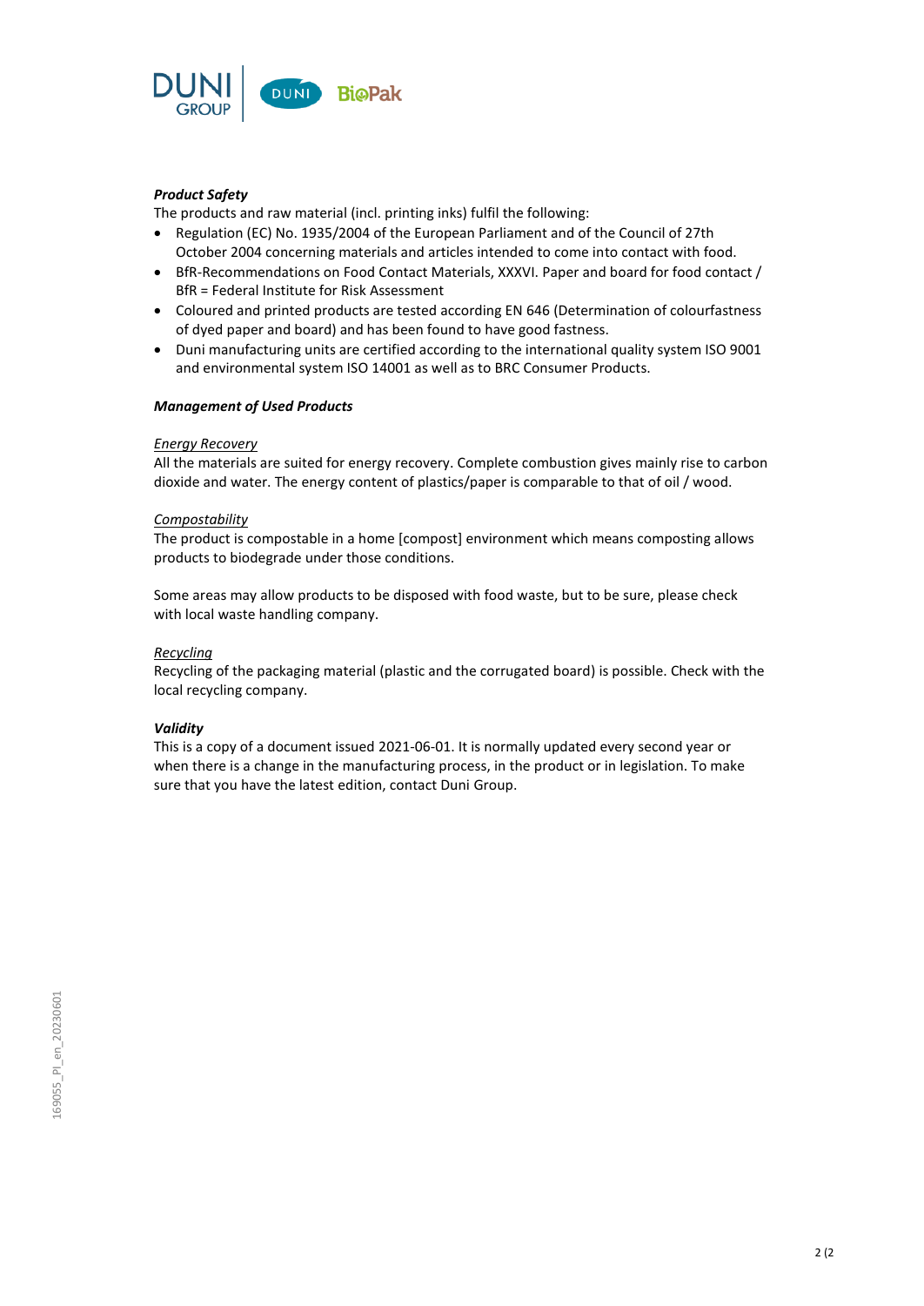***Product Safety***

The products and raw material (incl. printing inks) fulfil the following:

- Regulation (EC) No. 1935/2004 of the European Parliament and of the Council of 27th October 2004 concerning materials and articles intended to come into contact with food.
- BfR-Recommendations on Food Contact Materials, XXXVI. Paper and board for food contact / BfR = Federal Institute for Risk Assessment
- Coloured and printed products are tested according EN 646 (Determination of colourfastness of dyed paper and board) and has been found to have good fastness.
- Duni manufacturing units are certified according to the international quality system ISO 9001 and environmental system ISO 14001 as well as to BRC Consumer Products.

***Management of Used Products***

*Energy Recovery*

All the materials are suited for energy recovery. Complete combustion gives mainly rise to carbon dioxide and water. The energy content of plastics/paper is comparable to that of oil / wood.

*Compostability*

The product is compostable in a home [compost] environment which means composting allows products to biodegrade under those conditions.

Some areas may allow products to be disposed with food waste, but to be sure, please check with local waste handling company.

*Recycling*

Recycling of the packaging material (plastic and the corrugated board) is possible. Check with the local recycling company.

***Validity***

This is a copy of a document issued 2021-06-01. It is normally updated every second year or when there is a change in the manufacturing process, in the product or in legislation. To make sure that you have the latest edition, contact Duni Group.